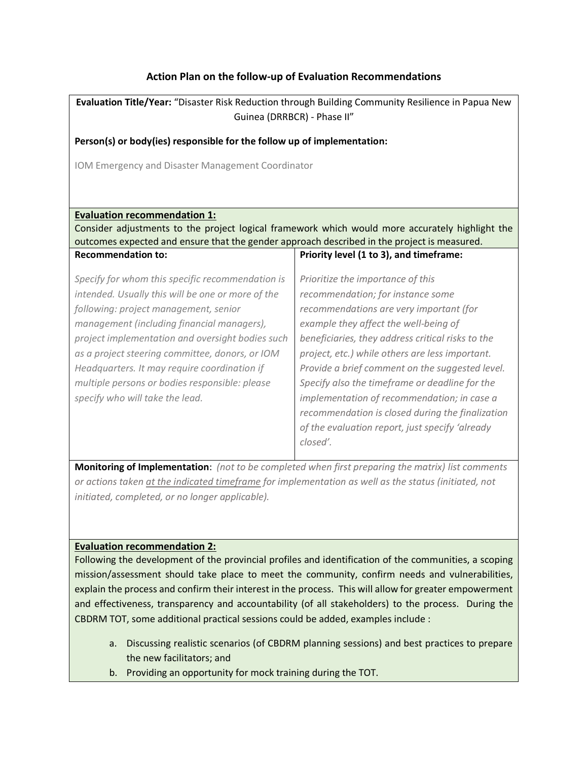# Action Plan on the follow-up of Evaluation Recommendations

**Evaluation Title/Year:** "Disaster Risk Reduction through Building Community Resilience in Papua New Guinea (DRRBCR) - Phase II"

**Person(s) or body(ies) responsible for the follow up of implementation:**

IOM Emergency and Disaster Management Coordinator

**Evaluation recommendation 1:**

Consider adjustments to the project logical framework which would more accurately highlight the outcomes expected and ensure that the gender approach described in the project is measured.

| **Recommendation to:** | **Priority level (1 to 3), and timeframe:** |
| --- | --- |
| *Specify for whom this specific recommendation is intended. Usually this will be one or more of the following: project management, senior management (including financial managers), project implementation and oversight bodies such as a project steering committee, donors, or IOM Headquarters. It may require coordination if multiple persons or bodies responsible: please specify who will take the lead.* | *Prioritize the importance of this recommendation; for instance some recommendations are very important (for example they affect the well-being of beneficiaries, they address critical risks to the project, etc.) while others are less important. Provide a brief comment on the suggested level. Specify also the timeframe or deadline for the implementation of recommendation; in case a recommendation is closed during the finalization of the evaluation report, just specify 'already closed'.* |

**Monitoring of Implementation**: *(not to be completed when first preparing the matrix) list comments or actions taken at the indicated timeframe for implementation as well as the status (initiated, not initiated, completed, or no longer applicable).*

**Evaluation recommendation 2:**

Following the development of the provincial profiles and identification of the communities, a scoping mission/assessment should take place to meet the community, confirm needs and vulnerabilities, explain the process and confirm their interest in the process. This will allow for greater empowerment and effectiveness, transparency and accountability (of all stakeholders) to the process. During the CBDRM TOT, some additional practical sessions could be added, examples include :

a. Discussing realistic scenarios (of CBDRM planning sessions) and best practices to prepare the new facilitators; and
b. Providing an opportunity for mock training during the TOT.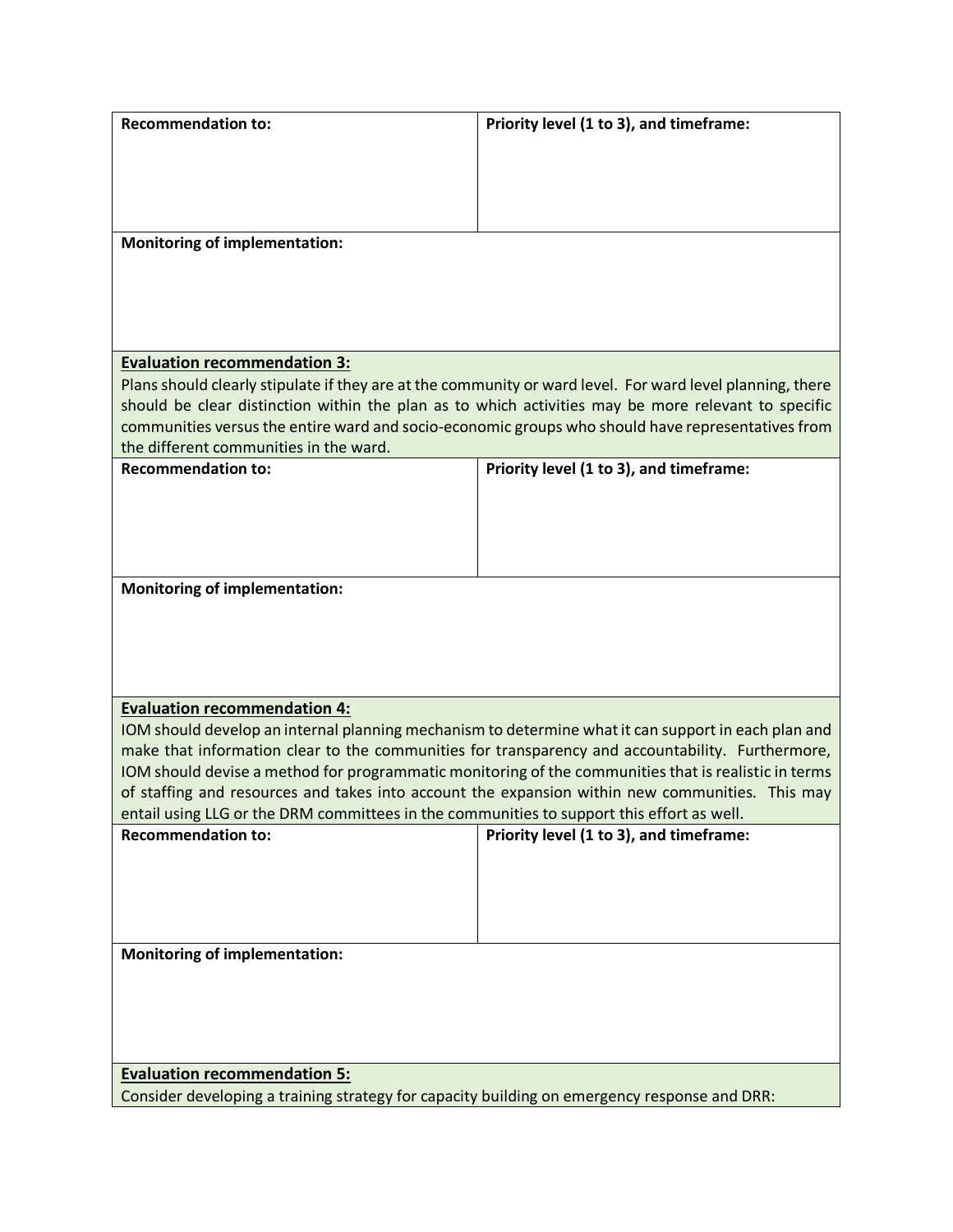| **Recommendation to:** | **Priority level (1 to 3), and timeframe:** |
|---|---|
| | |

**Monitoring of implementation:**

**<u>Evaluation recommendation 3:</u>**

Plans should clearly stipulate if they are at the community or ward level. For ward level planning, there should be clear distinction within the plan as to which activities may be more relevant to specific communities versus the entire ward and socio-economic groups who should have representatives from the different communities in the ward.

| **Recommendation to:** | **Priority level (1 to 3), and timeframe:** |
|---|---|
| | |

**Monitoring of implementation:**

**<u>Evaluation recommendation 4:</u>**

IOM should develop an internal planning mechanism to determine what it can support in each plan and make that information clear to the communities for transparency and accountability. Furthermore, IOM should devise a method for programmatic monitoring of the communities that is realistic in terms of staffing and resources and takes into account the expansion within new communities. This may entail using LLG or the DRM committees in the communities to support this effort as well.

| **Recommendation to:** | **Priority level (1 to 3), and timeframe:** |
|---|---|
| | |

**Monitoring of implementation:**

**<u>Evaluation recommendation 5:</u>**

Consider developing a training strategy for capacity building on emergency response and DRR: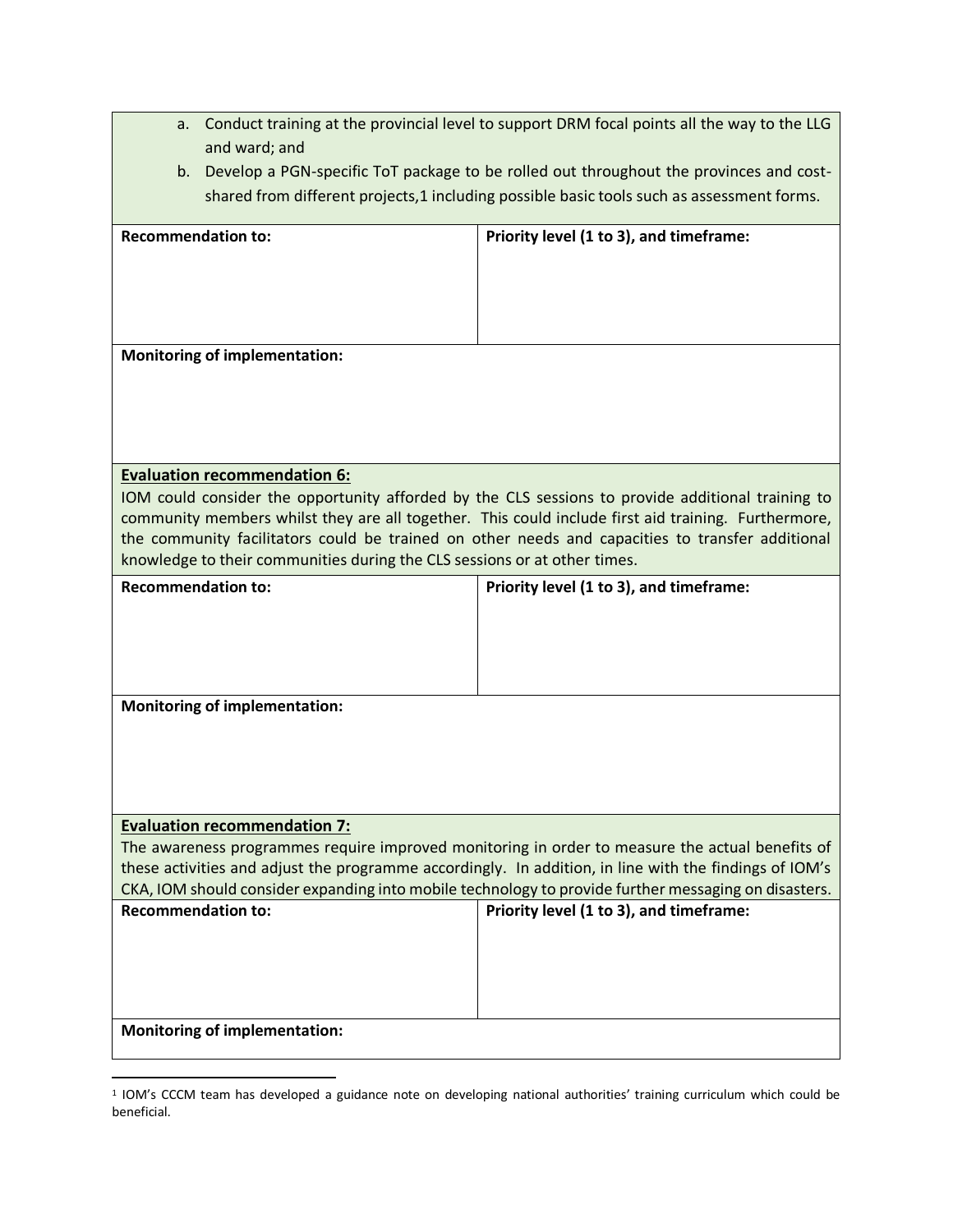a. Conduct training at the provincial level to support DRM focal points all the way to the LLG and ward; and
b. Develop a PGN-specific ToT package to be rolled out throughout the provinces and cost-shared from different projects,[1] including possible basic tools such as assessment forms.

| **Recommendation to:** | **Priority level (1 to 3), and timeframe:** |
|---|---|
| | |

**Monitoring of implementation:**

**Evaluation recommendation 6:**

IOM could consider the opportunity afforded by the CLS sessions to provide additional training to community members whilst they are all together. This could include first aid training. Furthermore, the community facilitators could be trained on other needs and capacities to transfer additional knowledge to their communities during the CLS sessions or at other times.

| **Recommendation to:** | **Priority level (1 to 3), and timeframe:** |
|---|---|
| | |

**Monitoring of implementation:**

**Evaluation recommendation 7:**

The awareness programmes require improved monitoring in order to measure the actual benefits of these activities and adjust the programme accordingly. In addition, in line with the findings of IOM's CKA, IOM should consider expanding into mobile technology to provide further messaging on disasters.

| **Recommendation to:** | **Priority level (1 to 3), and timeframe:** |
|---|---|
| | |

**Monitoring of implementation:**

[1] IOM's CCCM team has developed a guidance note on developing national authorities' training curriculum which could be beneficial.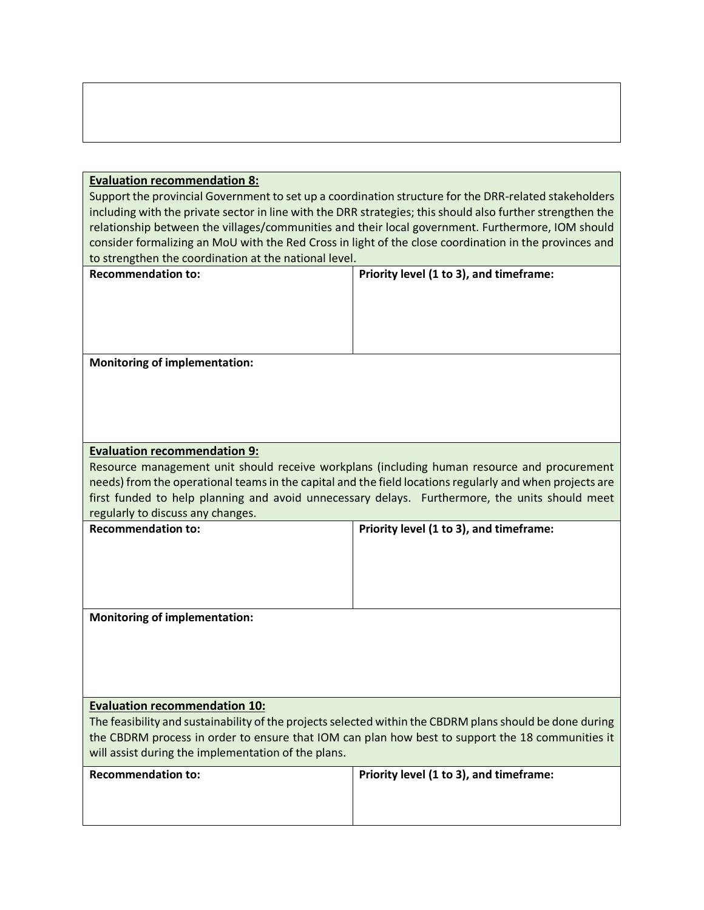**Evaluation recommendation 8:**

Support the provincial Government to set up a coordination structure for the DRR-related stakeholders including with the private sector in line with the DRR strategies; this should also further strengthen the relationship between the villages/communities and their local government. Furthermore, IOM should consider formalizing an MoU with the Red Cross in light of the close coordination in the provinces and to strengthen the coordination at the national level.

| **Recommendation to:** | **Priority level (1 to 3), and timeframe:** |
| --- | --- |
| | |

**Monitoring of implementation:**

**Evaluation recommendation 9:**

Resource management unit should receive workplans (including human resource and procurement needs) from the operational teams in the capital and the field locations regularly and when projects are first funded to help planning and avoid unnecessary delays. Furthermore, the units should meet regularly to discuss any changes.

| **Recommendation to:** | **Priority level (1 to 3), and timeframe:** |
| --- | --- |
| | |

**Monitoring of implementation:**

**Evaluation recommendation 10:**

The feasibility and sustainability of the projects selected within the CBDRM plans should be done during the CBDRM process in order to ensure that IOM can plan how best to support the 18 communities it will assist during the implementation of the plans.

| **Recommendation to:** | **Priority level (1 to 3), and timeframe:** |
| --- | --- |
| | |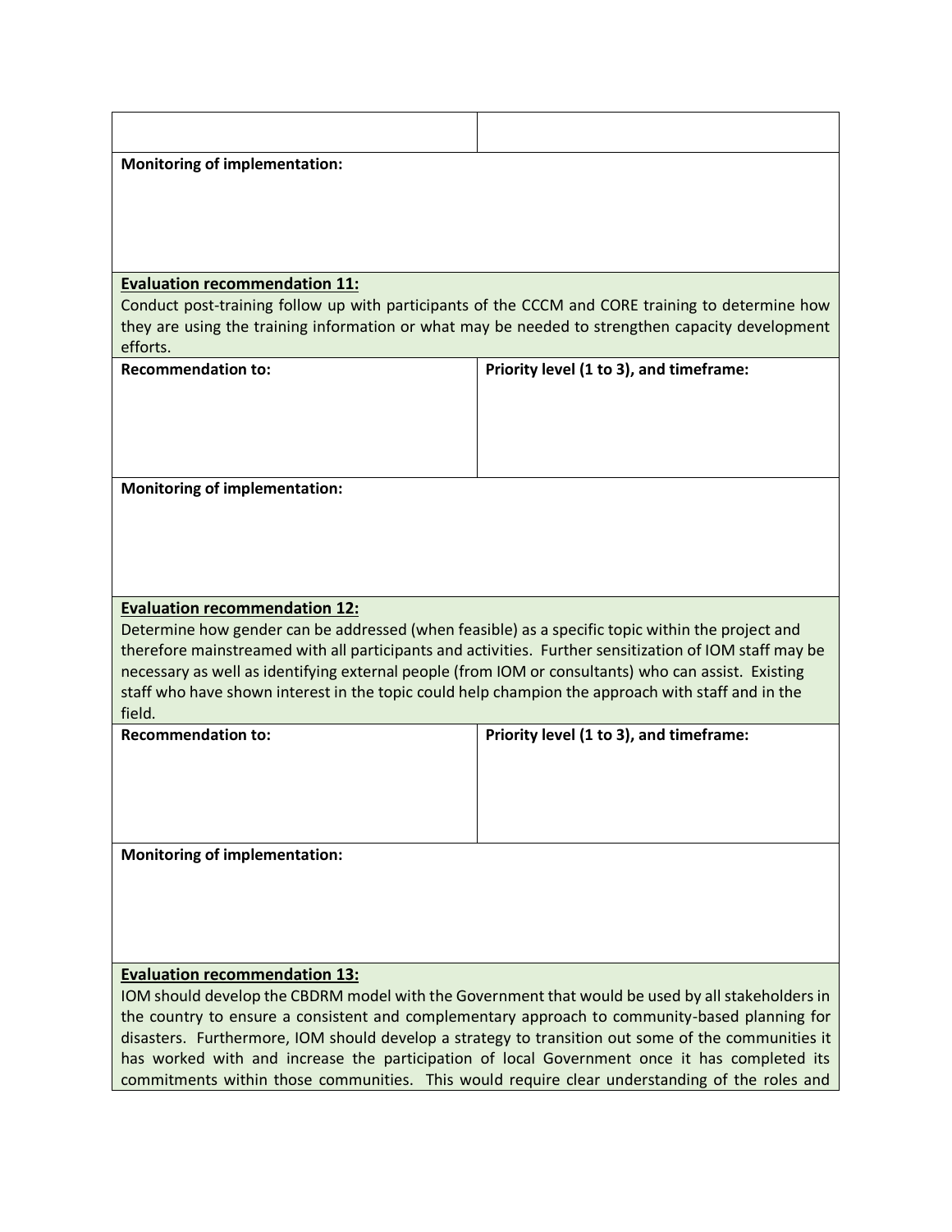| | |
|---|---|

**Monitoring of implementation:**

**Evaluation recommendation 11:**

Conduct post-training follow up with participants of the CCCM and CORE training to determine how they are using the training information or what may be needed to strengthen capacity development efforts.

| Recommendation to: | Priority level (1 to 3), and timeframe: |
|---|---|
| | |

**Monitoring of implementation:**

**Evaluation recommendation 12:**

Determine how gender can be addressed (when feasible) as a specific topic within the project and therefore mainstreamed with all participants and activities. Further sensitization of IOM staff may be necessary as well as identifying external people (from IOM or consultants) who can assist. Existing staff who have shown interest in the topic could help champion the approach with staff and in the field.

| Recommendation to: | Priority level (1 to 3), and timeframe: |
|---|---|
| | |

**Monitoring of implementation:**

**Evaluation recommendation 13:**

IOM should develop the CBDRM model with the Government that would be used by all stakeholders in the country to ensure a consistent and complementary approach to community-based planning for disasters. Furthermore, IOM should develop a strategy to transition out some of the communities it has worked with and increase the participation of local Government once it has completed its commitments within those communities. This would require clear understanding of the roles and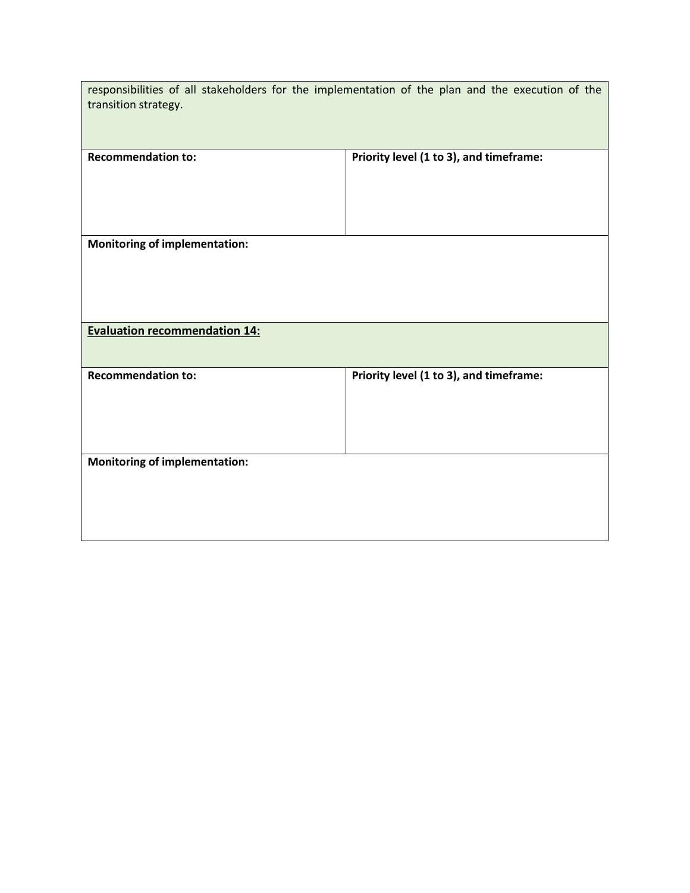| | |
|---|---|
| responsibilities of all stakeholders for the implementation of the plan and the execution of the transition strategy. | |
| **Recommendation to:** | **Priority level (1 to 3), and timeframe:** |
| **Monitoring of implementation:** | |
| **<u>Evaluation recommendation 14:</u>** | |
| **Recommendation to:** | **Priority level (1 to 3), and timeframe:** |
| **Monitoring of implementation:** | |